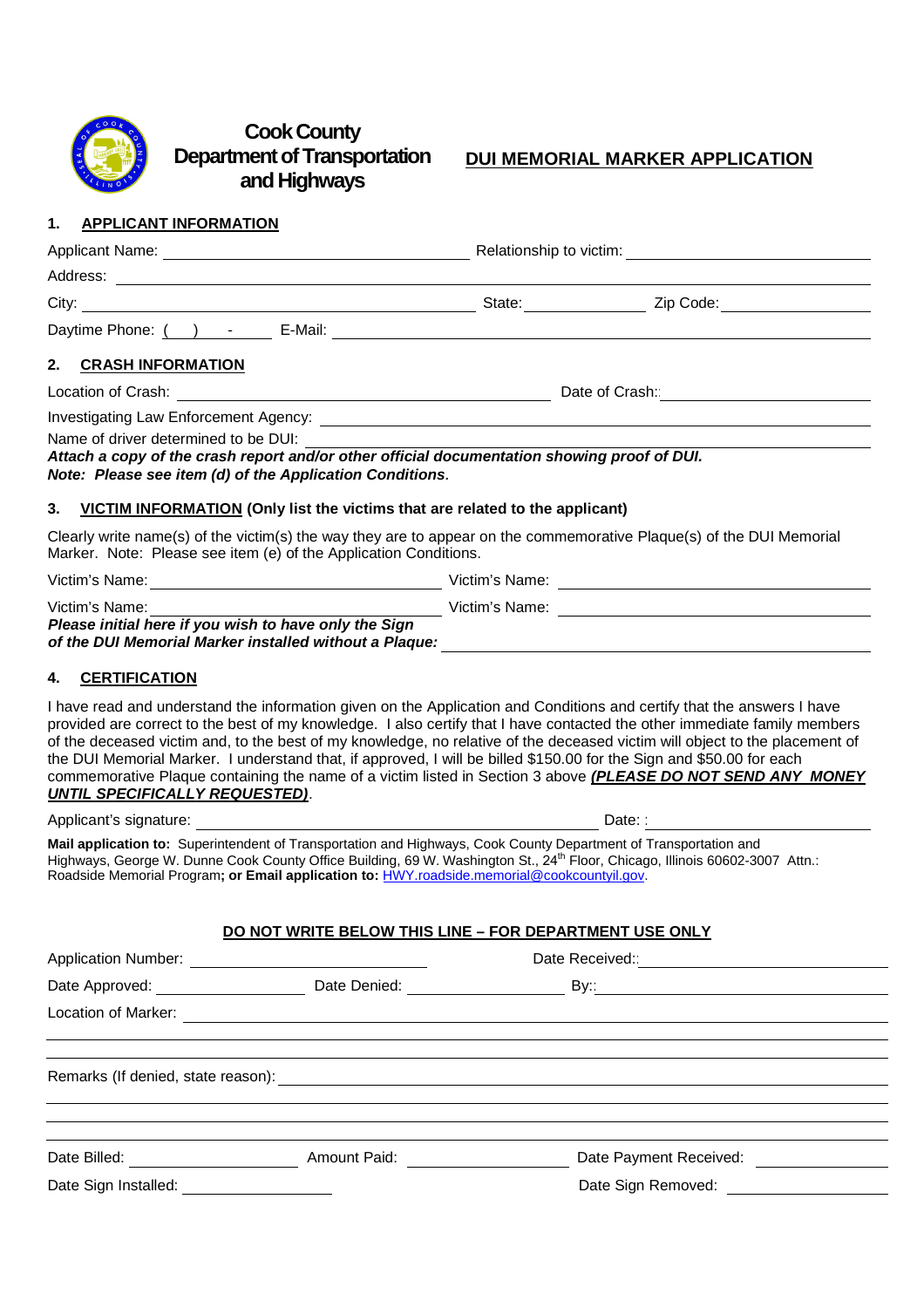# Cook County Department of Transportation and Highways

## DUI MEMORIAL MARKER APPLICATION

### 1. APPLICANT INFORMATION

Applicant Name: ______________________ Relationship to victim: ______________________

Address: ____________________________________________

City: ______________________ State: __________ Zip Code: __________

Daytime Phone: ( ) - E-Mail: ______________________

### 2. CRASH INFORMATION

Location of Crash: ______________________ Date of Crash:: ______________________

Investigating Law Enforcement Agency: ______________________

Name of driver determined to be DUI: ______________________

***Attach a copy of the crash report and/or other official documentation showing proof of DUI.***
***Note: Please see item (d) of the Application Conditions.***

### 3. VICTIM INFORMATION (Only list the victims that are related to the applicant)

Clearly write name(s) of the victim(s) the way they are to appear on the commemorative Plaque(s) of the DUI Memorial Marker. Note: Please see item (e) of the Application Conditions.

Victim's Name: ______________________ Victim's Name: ______________________

Victim's Name: ______________________ Victim's Name: ______________________

***Please initial here if you wish to have only the Sign of the DUI Memorial Marker installed without a Plaque:*** ______________________

### 4. CERTIFICATION

I have read and understand the information given on the Application and Conditions and certify that the answers I have provided are correct to the best of my knowledge. I also certify that I have contacted the other immediate family members of the deceased victim and, to the best of my knowledge, no relative of the deceased victim will object to the placement of the DUI Memorial Marker. I understand that, if approved, I will be billed $150.00 for the Sign and $50.00 for each commemorative Plaque containing the name of a victim listed in Section 3 above ***(PLEASE DO NOT SEND ANY MONEY UNTIL SPECIFICALLY REQUESTED)***.

Applicant's signature: ______________________ Date: : ______________________

**Mail application to:** Superintendent of Transportation and Highways, Cook County Department of Transportation and Highways, George W. Dunne Cook County Office Building, 69 W. Washington St., 24th Floor, Chicago, Illinois 60602-3007 Attn.: Roadside Memorial Program**; or Email application to:** HWY.roadside.memorial@cookcountyil.gov.

#### DO NOT WRITE BELOW THIS LINE – FOR DEPARTMENT USE ONLY

Application Number: ______________________ Date Received:: ______________________

Date Approved: __________ Date Denied: __________ By:: ______________________

Location of Marker: ______________________

Remarks (If denied, state reason): ______________________

Date Billed: __________ Amount Paid: __________ Date Payment Received: __________

Date Sign Installed: __________ Date Sign Removed: __________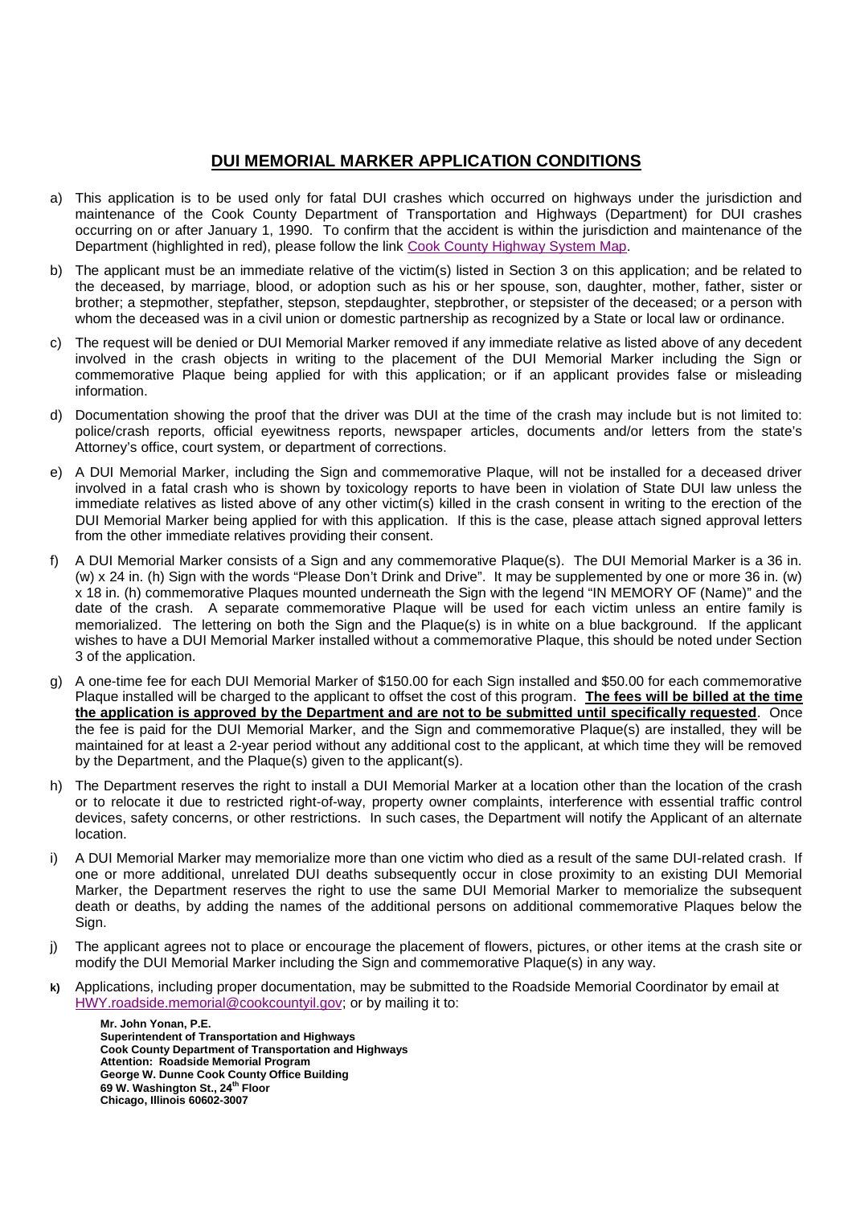# **DUI MEMORIAL MARKER APPLICATION CONDITIONS**

a) This application is to be used only for fatal DUI crashes which occurred on highways under the jurisdiction and maintenance of the Cook County Department of Transportation and Highways (Department) for DUI crashes occurring on or after January 1, 1990. To confirm that the accident is within the jurisdiction and maintenance of the Department (highlighted in red), please follow the link [Cook County Highway System Map](Cook County Highway System Map).

b) The applicant must be an immediate relative of the victim(s) listed in Section 3 on this application; and be related to the deceased, by marriage, blood, or adoption such as his or her spouse, son, daughter, mother, father, sister or brother; a stepmother, stepfather, stepson, stepdaughter, stepbrother, or stepsister of the deceased; or a person with whom the deceased was in a civil union or domestic partnership as recognized by a State or local law or ordinance.

c) The request will be denied or DUI Memorial Marker removed if any immediate relative as listed above of any decedent involved in the crash objects in writing to the placement of the DUI Memorial Marker including the Sign or commemorative Plaque being applied for with this application; or if an applicant provides false or misleading information.

d) Documentation showing the proof that the driver was DUI at the time of the crash may include but is not limited to: police/crash reports, official eyewitness reports, newspaper articles, documents and/or letters from the state's Attorney's office, court system, or department of corrections.

e) A DUI Memorial Marker, including the Sign and commemorative Plaque, will not be installed for a deceased driver involved in a fatal crash who is shown by toxicology reports to have been in violation of State DUI law unless the immediate relatives as listed above of any other victim(s) killed in the crash consent in writing to the erection of the DUI Memorial Marker being applied for with this application. If this is the case, please attach signed approval letters from the other immediate relatives providing their consent.

f) A DUI Memorial Marker consists of a Sign and any commemorative Plaque(s). The DUI Memorial Marker is a 36 in. (w) x 24 in. (h) Sign with the words "Please Don't Drink and Drive". It may be supplemented by one or more 36 in. (w) x 18 in. (h) commemorative Plaques mounted underneath the Sign with the legend "IN MEMORY OF (Name)" and the date of the crash. A separate commemorative Plaque will be used for each victim unless an entire family is memorialized. The lettering on both the Sign and the Plaque(s) is in white on a blue background. If the applicant wishes to have a DUI Memorial Marker installed without a commemorative Plaque, this should be noted under Section 3 of the application.

g) A one-time fee for each DUI Memorial Marker of $150.00 for each Sign installed and $50.00 for each commemorative Plaque installed will be charged to the applicant to offset the cost of this program. **<u>The fees will be billed at the time the application is approved by the Department and are not to be submitted until specifically requested</u>**. Once the fee is paid for the DUI Memorial Marker, and the Sign and commemorative Plaque(s) are installed, they will be maintained for at least a 2-year period without any additional cost to the applicant, at which time they will be removed by the Department, and the Plaque(s) given to the applicant(s).

h) The Department reserves the right to install a DUI Memorial Marker at a location other than the location of the crash or to relocate it due to restricted right-of-way, property owner complaints, interference with essential traffic control devices, safety concerns, or other restrictions. In such cases, the Department will notify the Applicant of an alternate location.

i) A DUI Memorial Marker may memorialize more than one victim who died as a result of the same DUI-related crash. If one or more additional, unrelated DUI deaths subsequently occur in close proximity to an existing DUI Memorial Marker, the Department reserves the right to use the same DUI Memorial Marker to memorialize the subsequent death or deaths, by adding the names of the additional persons on additional commemorative Plaques below the Sign.

j) The applicant agrees not to place or encourage the placement of flowers, pictures, or other items at the crash site or modify the DUI Memorial Marker including the Sign and commemorative Plaque(s) in any way.

**k)** Applications, including proper documentation, may be submitted to the Roadside Memorial Coordinator by email at HWY.roadside.memorial@cookcountyil.gov; or by mailing it to:

**Mr. John Yonan, P.E.**
**Superintendent of Transportation and Highways**
**Cook County Department of Transportation and Highways**
**Attention: Roadside Memorial Program**
**George W. Dunne Cook County Office Building**
**69 W. Washington St., 24th Floor**
**Chicago, Illinois 60602-3007**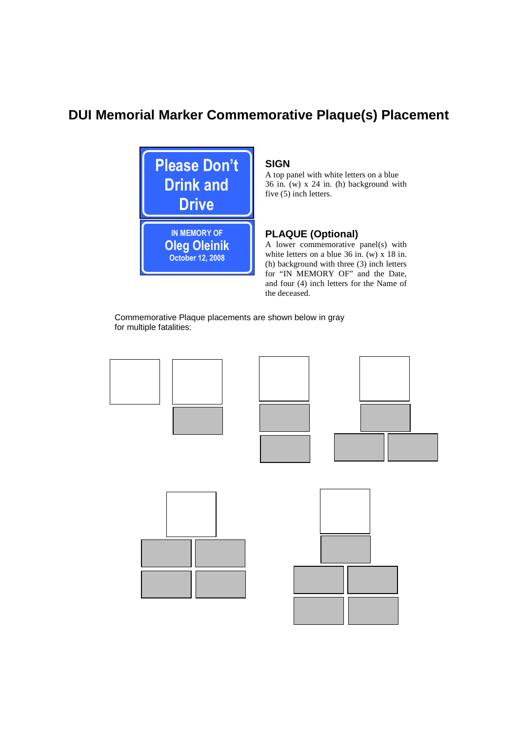# DUI Memorial Marker Commemorative Plaque(s) Placement

Please Don't Drink and Drive

IN MEMORY OF
Oleg Oleinik
October 12, 2008

### SIGN

A top panel with white letters on a blue 36 in. (w) x 24 in. (h) background with five (5) inch letters.

### PLAQUE (Optional)

A lower commemorative panel(s) with white letters on a blue 36 in. (w) x 18 in. (h) background with three (3) inch letters for "IN MEMORY OF" and the Date, and four (4) inch letters for the Name of the deceased.

Commemorative Plaque placements are shown below in gray for multiple fatalities: